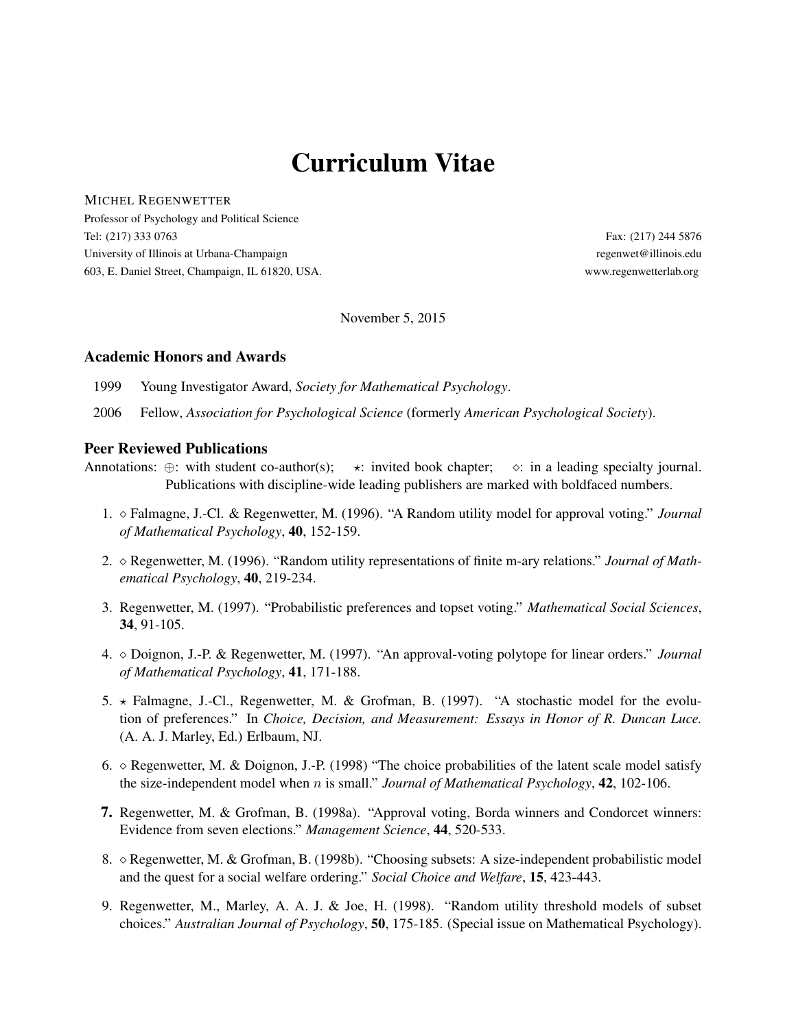# Curriculum Vitae

MICHEL REGENWETTER
Professor of Psychology and Political Science
Tel: (217) 333 0763
University of Illinois at Urbana-Champaign
603, E. Daniel Street, Champaign, IL 61820, USA.

Fax: (217) 244 5876
regenwet@illinois.edu
www.regenwetterlab.org

November 5, 2015

## Academic Honors and Awards

1999 Young Investigator Award, *Society for Mathematical Psychology*.

2006 Fellow, *Association for Psychological Science* (formerly *American Psychological Society*).

## Peer Reviewed Publications

Annotations: ⊕: with student co-author(s); ⋆: invited book chapter; ⋄: in a leading specialty journal. Publications with discipline-wide leading publishers are marked with boldfaced numbers.

1. ⋄ Falmagne, J.-Cl. & Regenwetter, M. (1996). "A Random utility model for approval voting." *Journal of Mathematical Psychology*, **40**, 152-159.

2. ⋄ Regenwetter, M. (1996). "Random utility representations of finite m-ary relations." *Journal of Mathematical Psychology*, **40**, 219-234.

3. Regenwetter, M. (1997). "Probabilistic preferences and topset voting." *Mathematical Social Sciences*, **34**, 91-105.

4. ⋄ Doignon, J.-P. & Regenwetter, M. (1997). "An approval-voting polytope for linear orders." *Journal of Mathematical Psychology*, **41**, 171-188.

5. ⋆ Falmagne, J.-Cl., Regenwetter, M. & Grofman, B. (1997). "A stochastic model for the evolution of preferences." In *Choice, Decision, and Measurement: Essays in Honor of R. Duncan Luce.* (A. A. J. Marley, Ed.) Erlbaum, NJ.

6. ⋄ Regenwetter, M. & Doignon, J.-P. (1998) "The choice probabilities of the latent scale model satisfy the size-independent model when $n$ is small." *Journal of Mathematical Psychology*, **42**, 102-106.

**7.** Regenwetter, M. & Grofman, B. (1998a). "Approval voting, Borda winners and Condorcet winners: Evidence from seven elections." *Management Science*, **44**, 520-533.

8. ⋄ Regenwetter, M. & Grofman, B. (1998b). "Choosing subsets: A size-independent probabilistic model and the quest for a social welfare ordering." *Social Choice and Welfare*, **15**, 423-443.

9. Regenwetter, M., Marley, A. A. J. & Joe, H. (1998). "Random utility threshold models of subset choices." *Australian Journal of Psychology*, **50**, 175-185. (Special issue on Mathematical Psychology).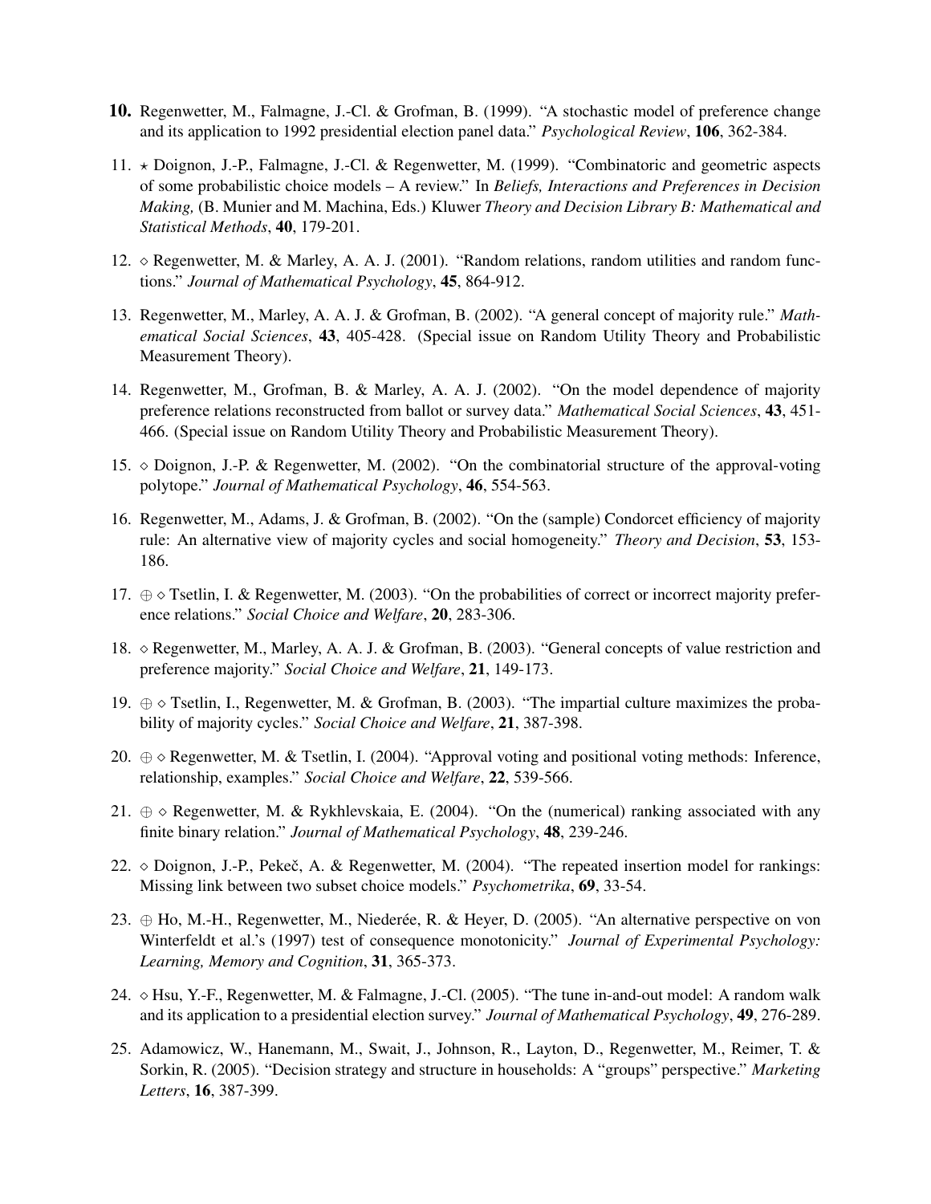10. Regenwetter, M., Falmagne, J.-Cl. & Grofman, B. (1999). "A stochastic model of preference change and its application to 1992 presidential election panel data." *Psychological Review*, **106**, 362-384.

11. ⋆ Doignon, J.-P., Falmagne, J.-Cl. & Regenwetter, M. (1999). "Combinatoric and geometric aspects of some probabilistic choice models – A review." In *Beliefs, Interactions and Preferences in Decision Making,* (B. Munier and M. Machina, Eds.) Kluwer *Theory and Decision Library B: Mathematical and Statistical Methods*, **40**, 179-201.

12. ⋄ Regenwetter, M. & Marley, A. A. J. (2001). "Random relations, random utilities and random functions." *Journal of Mathematical Psychology*, **45**, 864-912.

13. Regenwetter, M., Marley, A. A. J. & Grofman, B. (2002). "A general concept of majority rule." *Mathematical Social Sciences*, **43**, 405-428. (Special issue on Random Utility Theory and Probabilistic Measurement Theory).

14. Regenwetter, M., Grofman, B. & Marley, A. A. J. (2002). "On the model dependence of majority preference relations reconstructed from ballot or survey data." *Mathematical Social Sciences*, **43**, 451-466. (Special issue on Random Utility Theory and Probabilistic Measurement Theory).

15. ⋄ Doignon, J.-P. & Regenwetter, M. (2002). "On the combinatorial structure of the approval-voting polytope." *Journal of Mathematical Psychology*, **46**, 554-563.

16. Regenwetter, M., Adams, J. & Grofman, B. (2002). "On the (sample) Condorcet efficiency of majority rule: An alternative view of majority cycles and social homogeneity." *Theory and Decision*, **53**, 153-186.

17. ⊕ ⋄ Tsetlin, I. & Regenwetter, M. (2003). "On the probabilities of correct or incorrect majority preference relations." *Social Choice and Welfare*, **20**, 283-306.

18. ⋄ Regenwetter, M., Marley, A. A. J. & Grofman, B. (2003). "General concepts of value restriction and preference majority." *Social Choice and Welfare*, **21**, 149-173.

19. ⊕ ⋄ Tsetlin, I., Regenwetter, M. & Grofman, B. (2003). "The impartial culture maximizes the probability of majority cycles." *Social Choice and Welfare*, **21**, 387-398.

20. ⊕ ⋄ Regenwetter, M. & Tsetlin, I. (2004). "Approval voting and positional voting methods: Inference, relationship, examples." *Social Choice and Welfare*, **22**, 539-566.

21. ⊕ ⋄ Regenwetter, M. & Rykhlevskaia, E. (2004). "On the (numerical) ranking associated with any finite binary relation." *Journal of Mathematical Psychology*, **48**, 239-246.

22. ⋄ Doignon, J.-P., Pekeč, A. & Regenwetter, M. (2004). "The repeated insertion model for rankings: Missing link between two subset choice models." *Psychometrika*, **69**, 33-54.

23. ⊕ Ho, M.-H., Regenwetter, M., Niederée, R. & Heyer, D. (2005). "An alternative perspective on von Winterfeldt et al.'s (1997) test of consequence monotonicity." *Journal of Experimental Psychology: Learning, Memory and Cognition*, **31**, 365-373.

24. ⋄ Hsu, Y.-F., Regenwetter, M. & Falmagne, J.-Cl. (2005). "The tune in-and-out model: A random walk and its application to a presidential election survey." *Journal of Mathematical Psychology*, **49**, 276-289.

25. Adamowicz, W., Hanemann, M., Swait, J., Johnson, R., Layton, D., Regenwetter, M., Reimer, T. & Sorkin, R. (2005). "Decision strategy and structure in households: A "groups" perspective." *Marketing Letters*, **16**, 387-399.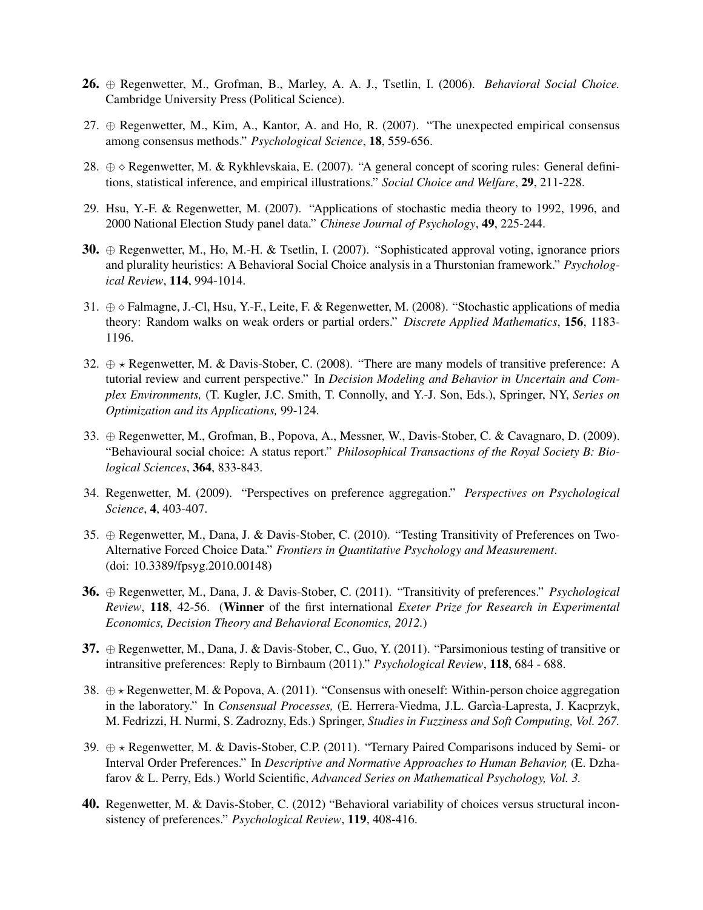**26.** ⊕ Regenwetter, M., Grofman, B., Marley, A. A. J., Tsetlin, I. (2006). *Behavioral Social Choice.* Cambridge University Press (Political Science).

27. ⊕ Regenwetter, M., Kim, A., Kantor, A. and Ho, R. (2007). "The unexpected empirical consensus among consensus methods." *Psychological Science*, **18**, 559-656.

28. ⊕ ⋄ Regenwetter, M. & Rykhlevskaia, E. (2007). "A general concept of scoring rules: General definitions, statistical inference, and empirical illustrations." *Social Choice and Welfare*, **29**, 211-228.

29. Hsu, Y.-F. & Regenwetter, M. (2007). "Applications of stochastic media theory to 1992, 1996, and 2000 National Election Study panel data." *Chinese Journal of Psychology*, **49**, 225-244.

**30.** ⊕ Regenwetter, M., Ho, M.-H. & Tsetlin, I. (2007). "Sophisticated approval voting, ignorance priors and plurality heuristics: A Behavioral Social Choice analysis in a Thurstonian framework." *Psychological Review*, **114**, 994-1014.

31. ⊕ ⋄ Falmagne, J.-Cl, Hsu, Y.-F., Leite, F. & Regenwetter, M. (2008). "Stochastic applications of media theory: Random walks on weak orders or partial orders." *Discrete Applied Mathematics*, **156**, 1183-1196.

32. ⊕ ⋆ Regenwetter, M. & Davis-Stober, C. (2008). "There are many models of transitive preference: A tutorial review and current perspective." In *Decision Modeling and Behavior in Uncertain and Complex Environments,* (T. Kugler, J.C. Smith, T. Connolly, and Y.-J. Son, Eds.), Springer, NY, *Series on Optimization and its Applications,* 99-124.

33. ⊕ Regenwetter, M., Grofman, B., Popova, A., Messner, W., Davis-Stober, C. & Cavagnaro, D. (2009). "Behavioural social choice: A status report." *Philosophical Transactions of the Royal Society B: Biological Sciences*, **364**, 833-843.

34. Regenwetter, M. (2009). "Perspectives on preference aggregation." *Perspectives on Psychological Science*, **4**, 403-407.

35. ⊕ Regenwetter, M., Dana, J. & Davis-Stober, C. (2010). "Testing Transitivity of Preferences on Two-Alternative Forced Choice Data." *Frontiers in Quantitative Psychology and Measurement*. (doi: 10.3389/fpsyg.2010.00148)

**36.** ⊕ Regenwetter, M., Dana, J. & Davis-Stober, C. (2011). "Transitivity of preferences." *Psychological Review*, **118**, 42-56. (**Winner** of the first international *Exeter Prize for Research in Experimental Economics, Decision Theory and Behavioral Economics, 2012.*)

**37.** ⊕ Regenwetter, M., Dana, J. & Davis-Stober, C., Guo, Y. (2011). "Parsimonious testing of transitive or intransitive preferences: Reply to Birnbaum (2011)." *Psychological Review*, **118**, 684 - 688.

38. ⊕ ⋆ Regenwetter, M. & Popova, A. (2011). "Consensus with oneself: Within-person choice aggregation in the laboratory." In *Consensual Processes,* (E. Herrera-Viedma, J.L. Garcìa-Lapresta, J. Kacprzyk, M. Fedrizzi, H. Nurmi, S. Zadrozny, Eds.) Springer, *Studies in Fuzziness and Soft Computing, Vol. 267.*

39. ⊕ ⋆ Regenwetter, M. & Davis-Stober, C.P. (2011). "Ternary Paired Comparisons induced by Semi- or Interval Order Preferences." In *Descriptive and Normative Approaches to Human Behavior,* (E. Dzhafarov & L. Perry, Eds.) World Scientific, *Advanced Series on Mathematical Psychology, Vol. 3.*

**40.** Regenwetter, M. & Davis-Stober, C. (2012) "Behavioral variability of choices versus structural inconsistency of preferences." *Psychological Review*, **119**, 408-416.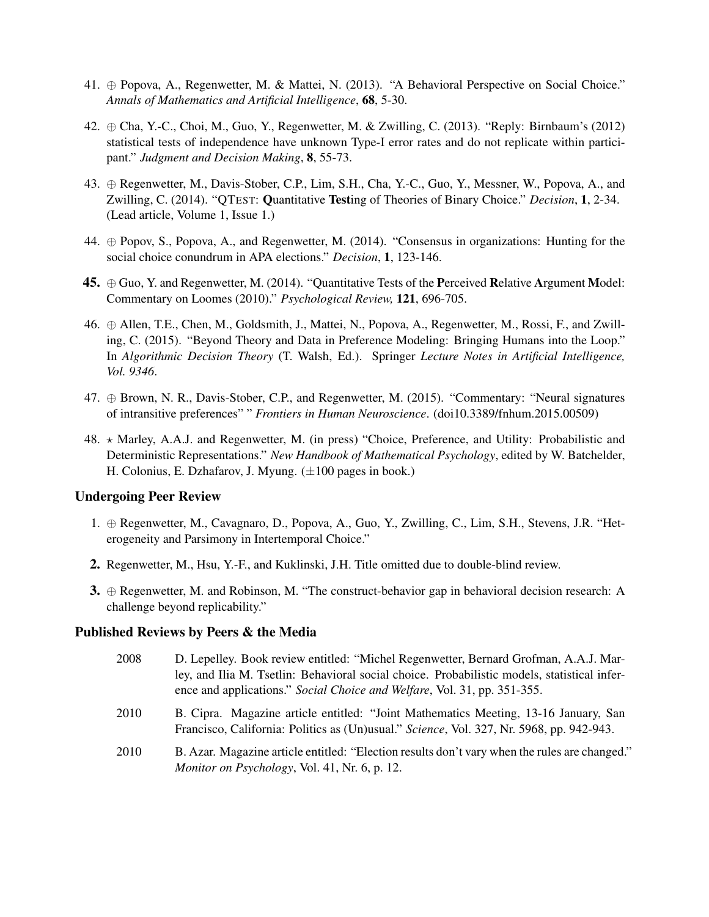41. ⊕ Popova, A., Regenwetter, M. & Mattei, N. (2013). "A Behavioral Perspective on Social Choice." *Annals of Mathematics and Artificial Intelligence*, **68**, 5-30.

42. ⊕ Cha, Y.-C., Choi, M., Guo, Y., Regenwetter, M. & Zwilling, C. (2013). "Reply: Birnbaum's (2012) statistical tests of independence have unknown Type-I error rates and do not replicate within participant." *Judgment and Decision Making*, **8**, 55-73.

43. ⊕ Regenwetter, M., Davis-Stober, C.P., Lim, S.H., Cha, Y.-C., Guo, Y., Messner, W., Popova, A., and Zwilling, C. (2014). "QTEST: **Q**uantitative **Test**ing of Theories of Binary Choice." *Decision*, **1**, 2-34. (Lead article, Volume 1, Issue 1.)

44. ⊕ Popov, S., Popova, A., and Regenwetter, M. (2014). "Consensus in organizations: Hunting for the social choice conundrum in APA elections." *Decision*, **1**, 123-146.

45. ⊕ Guo, Y. and Regenwetter, M. (2014). "Quantitative Tests of the **P**erceived **R**elative **A**rgument **M**odel: Commentary on Loomes (2010)." *Psychological Review,* **121**, 696-705.

46. ⊕ Allen, T.E., Chen, M., Goldsmith, J., Mattei, N., Popova, A., Regenwetter, M., Rossi, F., and Zwilling, C. (2015). "Beyond Theory and Data in Preference Modeling: Bringing Humans into the Loop." In *Algorithmic Decision Theory* (T. Walsh, Ed.). Springer *Lecture Notes in Artificial Intelligence, Vol. 9346*.

47. ⊕ Brown, N. R., Davis-Stober, C.P., and Regenwetter, M. (2015). "Commentary: "Neural signatures of intransitive preferences" " *Frontiers in Human Neuroscience*. (doi10.3389/fnhum.2015.00509)

48. ⋆ Marley, A.A.J. and Regenwetter, M. (in press) "Choice, Preference, and Utility: Probabilistic and Deterministic Representations." *New Handbook of Mathematical Psychology*, edited by W. Batchelder, H. Colonius, E. Dzhafarov, J. Myung. (±100 pages in book.)

### Undergoing Peer Review

1. ⊕ Regenwetter, M., Cavagnaro, D., Popova, A., Guo, Y., Zwilling, C., Lim, S.H., Stevens, J.R. "Heterogeneity and Parsimony in Intertemporal Choice."

2. Regenwetter, M., Hsu, Y.-F., and Kuklinski, J.H. Title omitted due to double-blind review.

3. ⊕ Regenwetter, M. and Robinson, M. "The construct-behavior gap in behavioral decision research: A challenge beyond replicability."

### Published Reviews by Peers & the Media

2008 D. Lepelley. Book review entitled: "Michel Regenwetter, Bernard Grofman, A.A.J. Marley, and Ilia M. Tsetlin: Behavioral social choice. Probabilistic models, statistical inference and applications." *Social Choice and Welfare*, Vol. 31, pp. 351-355.

2010 B. Cipra. Magazine article entitled: "Joint Mathematics Meeting, 13-16 January, San Francisco, California: Politics as (Un)usual." *Science*, Vol. 327, Nr. 5968, pp. 942-943.

2010 B. Azar. Magazine article entitled: "Election results don't vary when the rules are changed." *Monitor on Psychology*, Vol. 41, Nr. 6, p. 12.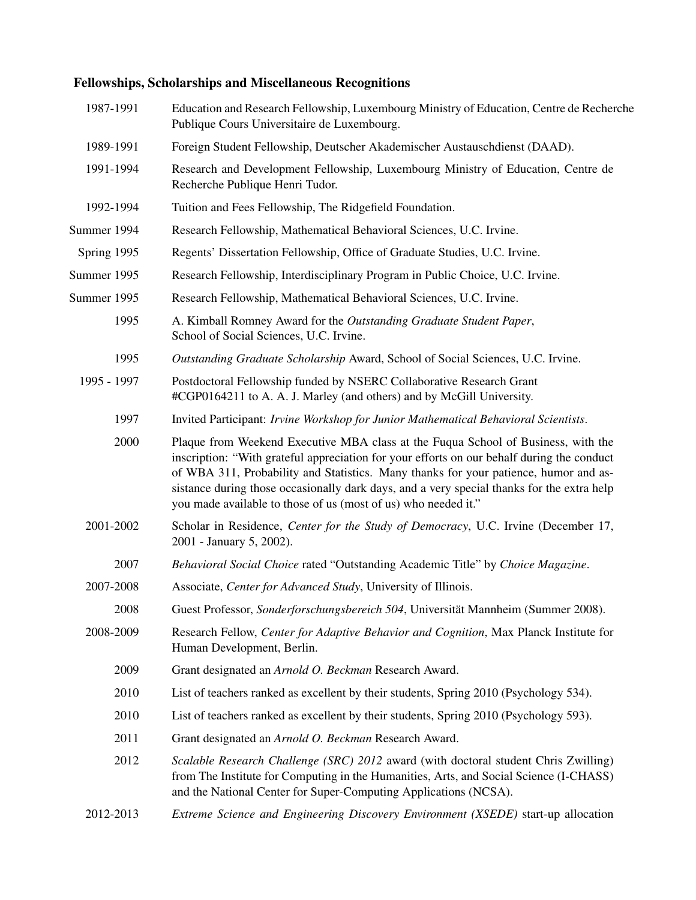### Fellowships, Scholarships and Miscellaneous Recognitions

| | |
|---|---|
| 1987-1991 | Education and Research Fellowship, Luxembourg Ministry of Education, Centre de Recherche Publique Cours Universitaire de Luxembourg. |
| 1989-1991 | Foreign Student Fellowship, Deutscher Akademischer Austauschdienst (DAAD). |
| 1991-1994 | Research and Development Fellowship, Luxembourg Ministry of Education, Centre de Recherche Publique Henri Tudor. |
| 1992-1994 | Tuition and Fees Fellowship, The Ridgefield Foundation. |
| Summer 1994 | Research Fellowship, Mathematical Behavioral Sciences, U.C. Irvine. |
| Spring 1995 | Regents' Dissertation Fellowship, Office of Graduate Studies, U.C. Irvine. |
| Summer 1995 | Research Fellowship, Interdisciplinary Program in Public Choice, U.C. Irvine. |
| Summer 1995 | Research Fellowship, Mathematical Behavioral Sciences, U.C. Irvine. |
| 1995 | A. Kimball Romney Award for the *Outstanding Graduate Student Paper*, School of Social Sciences, U.C. Irvine. |
| 1995 | *Outstanding Graduate Scholarship* Award, School of Social Sciences, U.C. Irvine. |
| 1995 - 1997 | Postdoctoral Fellowship funded by NSERC Collaborative Research Grant #CGP0164211 to A. A. J. Marley (and others) and by McGill University. |
| 1997 | Invited Participant: *Irvine Workshop for Junior Mathematical Behavioral Scientists*. |
| 2000 | Plaque from Weekend Executive MBA class at the Fuqua School of Business, with the inscription: "With grateful appreciation for your efforts on our behalf during the conduct of WBA 311, Probability and Statistics. Many thanks for your patience, humor and assistance during those occasionally dark days, and a very special thanks for the extra help you made available to those of us (most of us) who needed it." |
| 2001-2002 | Scholar in Residence, *Center for the Study of Democracy*, U.C. Irvine (December 17, 2001 - January 5, 2002). |
| 2007 | *Behavioral Social Choice* rated "Outstanding Academic Title" by *Choice Magazine*. |
| 2007-2008 | Associate, *Center for Advanced Study*, University of Illinois. |
| 2008 | Guest Professor, *Sonderforschungsbereich 504*, Universität Mannheim (Summer 2008). |
| 2008-2009 | Research Fellow, *Center for Adaptive Behavior and Cognition*, Max Planck Institute for Human Development, Berlin. |
| 2009 | Grant designated an *Arnold O. Beckman* Research Award. |
| 2010 | List of teachers ranked as excellent by their students, Spring 2010 (Psychology 534). |
| 2010 | List of teachers ranked as excellent by their students, Spring 2010 (Psychology 593). |
| 2011 | Grant designated an *Arnold O. Beckman* Research Award. |
| 2012 | *Scalable Research Challenge (SRC) 2012* award (with doctoral student Chris Zwilling) from The Institute for Computing in the Humanities, Arts, and Social Science (I-CHASS) and the National Center for Super-Computing Applications (NCSA). |
| 2012-2013 | *Extreme Science and Engineering Discovery Environment (XSEDE)* start-up allocation |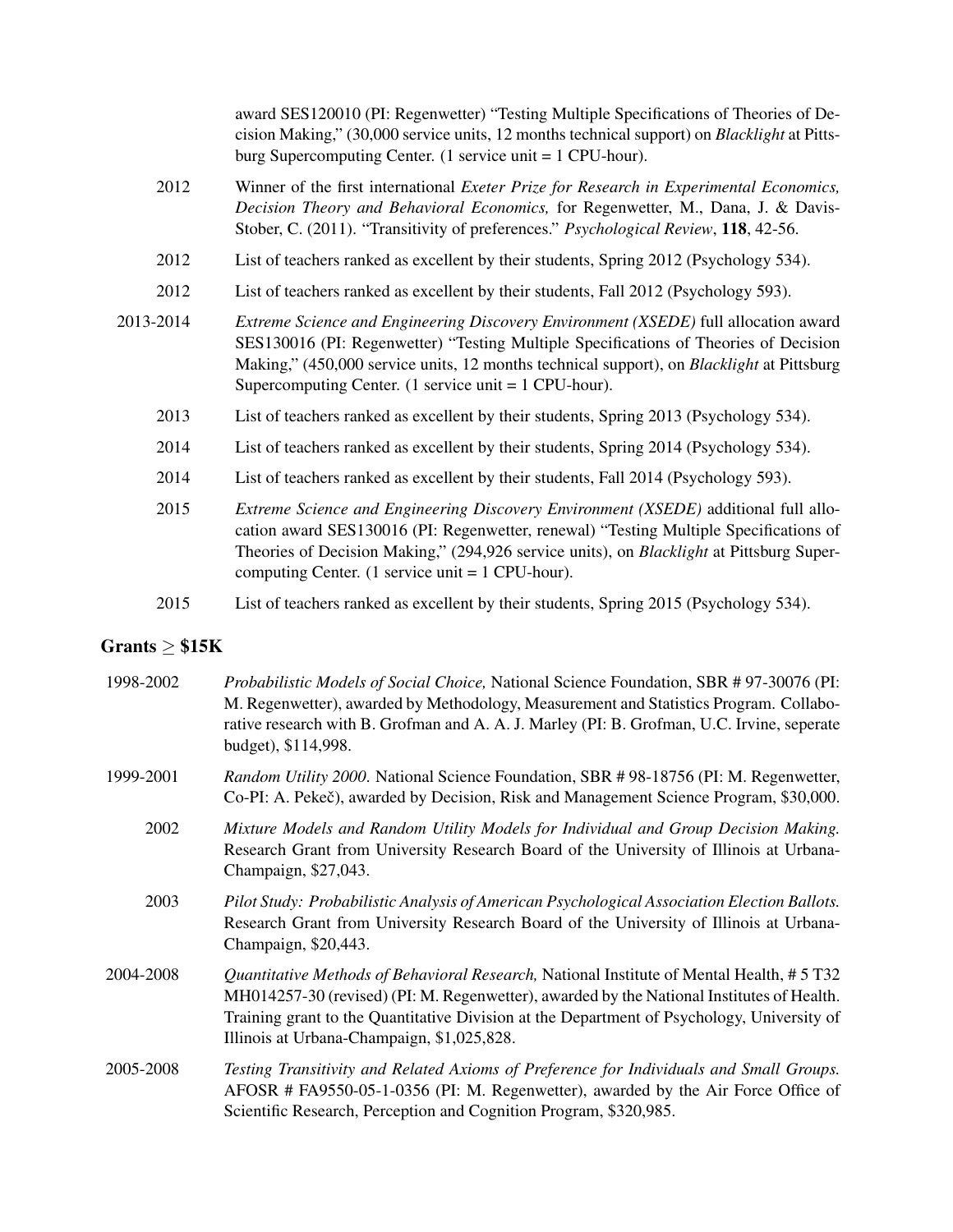award SES120010 (PI: Regenwetter) "Testing Multiple Specifications of Theories of Decision Making," (30,000 service units, 12 months technical support) on *Blacklight* at Pittsburg Supercomputing Center. (1 service unit = 1 CPU-hour).

2012 Winner of the first international *Exeter Prize for Research in Experimental Economics, Decision Theory and Behavioral Economics,* for Regenwetter, M., Dana, J. & Davis-Stober, C. (2011). "Transitivity of preferences." *Psychological Review*, **118**, 42-56.

2012 List of teachers ranked as excellent by their students, Spring 2012 (Psychology 534).

2012 List of teachers ranked as excellent by their students, Fall 2012 (Psychology 593).

2013-2014 *Extreme Science and Engineering Discovery Environment (XSEDE)* full allocation award SES130016 (PI: Regenwetter) "Testing Multiple Specifications of Theories of Decision Making," (450,000 service units, 12 months technical support), on *Blacklight* at Pittsburg Supercomputing Center. (1 service unit = 1 CPU-hour).

2013 List of teachers ranked as excellent by their students, Spring 2013 (Psychology 534).

2014 List of teachers ranked as excellent by their students, Spring 2014 (Psychology 534).

2014 List of teachers ranked as excellent by their students, Fall 2014 (Psychology 593).

2015 *Extreme Science and Engineering Discovery Environment (XSEDE)* additional full allocation award SES130016 (PI: Regenwetter, renewal) "Testing Multiple Specifications of Theories of Decision Making," (294,926 service units), on *Blacklight* at Pittsburg Supercomputing Center. (1 service unit = 1 CPU-hour).

2015 List of teachers ranked as excellent by their students, Spring 2015 (Psychology 534).

## Grants $\geq$ \$15K

1998-2002 *Probabilistic Models of Social Choice,* National Science Foundation, SBR # 97-30076 (PI: M. Regenwetter), awarded by Methodology, Measurement and Statistics Program. Collaborative research with B. Grofman and A. A. J. Marley (PI: B. Grofman, U.C. Irvine, seperate budget), \$114,998.

1999-2001 *Random Utility 2000.* National Science Foundation, SBR # 98-18756 (PI: M. Regenwetter, Co-PI: A. Pekeč), awarded by Decision, Risk and Management Science Program, \$30,000.

2002 *Mixture Models and Random Utility Models for Individual and Group Decision Making.* Research Grant from University Research Board of the University of Illinois at Urbana-Champaign, \$27,043.

2003 *Pilot Study: Probabilistic Analysis of American Psychological Association Election Ballots.* Research Grant from University Research Board of the University of Illinois at Urbana-Champaign, \$20,443.

2004-2008 *Quantitative Methods of Behavioral Research,* National Institute of Mental Health, # 5 T32 MH014257-30 (revised) (PI: M. Regenwetter), awarded by the National Institutes of Health. Training grant to the Quantitative Division at the Department of Psychology, University of Illinois at Urbana-Champaign, \$1,025,828.

2005-2008 *Testing Transitivity and Related Axioms of Preference for Individuals and Small Groups.* AFOSR # FA9550-05-1-0356 (PI: M. Regenwetter), awarded by the Air Force Office of Scientific Research, Perception and Cognition Program, \$320,985.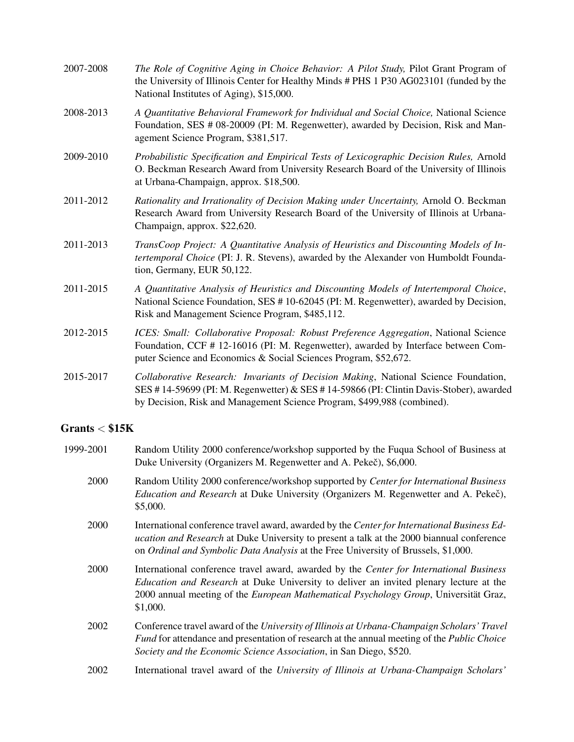2007-2008 *The Role of Cognitive Aging in Choice Behavior: A Pilot Study,* Pilot Grant Program of the University of Illinois Center for Healthy Minds # PHS 1 P30 AG023101 (funded by the National Institutes of Aging), $15,000.

2008-2013 *A Quantitative Behavioral Framework for Individual and Social Choice,* National Science Foundation, SES # 08-20009 (PI: M. Regenwetter), awarded by Decision, Risk and Management Science Program, $381,517.

2009-2010 *Probabilistic Specification and Empirical Tests of Lexicographic Decision Rules,* Arnold O. Beckman Research Award from University Research Board of the University of Illinois at Urbana-Champaign, approx. $18,500.

2011-2012 *Rationality and Irrationality of Decision Making under Uncertainty,* Arnold O. Beckman Research Award from University Research Board of the University of Illinois at Urbana-Champaign, approx. $22,620.

2011-2013 *TransCoop Project: A Quantitative Analysis of Heuristics and Discounting Models of Intertemporal Choice* (PI: J. R. Stevens), awarded by the Alexander von Humboldt Foundation, Germany, EUR 50,122.

2011-2015 *A Quantitative Analysis of Heuristics and Discounting Models of Intertemporal Choice*, National Science Foundation, SES # 10-62045 (PI: M. Regenwetter), awarded by Decision, Risk and Management Science Program, $485,112.

2012-2015 *ICES: Small: Collaborative Proposal: Robust Preference Aggregation*, National Science Foundation, CCF # 12-16016 (PI: M. Regenwetter), awarded by Interface between Computer Science and Economics & Social Sciences Program, $52,672.

2015-2017 *Collaborative Research: Invariants of Decision Making*, National Science Foundation, SES # 14-59699 (PI: M. Regenwetter) & SES # 14-59866 (PI: Clintin Davis-Stober), awarded by Decision, Risk and Management Science Program, $499,988 (combined).

## Grants < $15K

1999-2001 Random Utility 2000 conference/workshop supported by the Fuqua School of Business at Duke University (Organizers M. Regenwetter and A. Pekeč), $6,000.

2000 Random Utility 2000 conference/workshop supported by *Center for International Business Education and Research* at Duke University (Organizers M. Regenwetter and A. Pekeč), $5,000.

2000 International conference travel award, awarded by the *Center for International Business Education and Research* at Duke University to present a talk at the 2000 biannual conference on *Ordinal and Symbolic Data Analysis* at the Free University of Brussels, $1,000.

2000 International conference travel award, awarded by the *Center for International Business Education and Research* at Duke University to deliver an invited plenary lecture at the 2000 annual meeting of the *European Mathematical Psychology Group*, Universität Graz, $1,000.

2002 Conference travel award of the *University of Illinois at Urbana-Champaign Scholars' Travel Fund* for attendance and presentation of research at the annual meeting of the *Public Choice Society and the Economic Science Association*, in San Diego, $520.

2002 International travel award of the *University of Illinois at Urbana-Champaign Scholars'*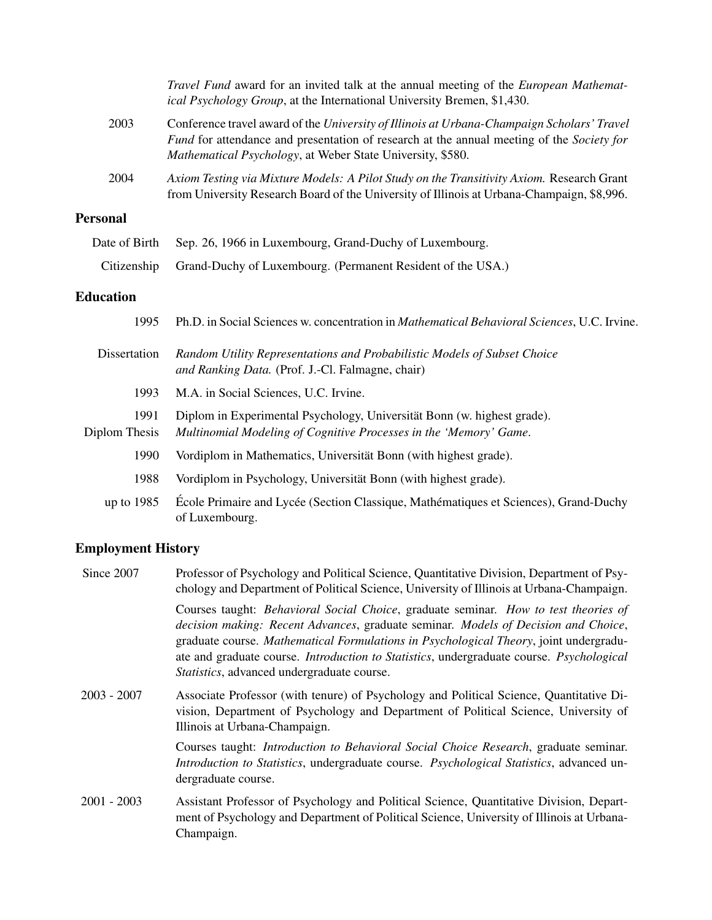*Travel Fund* award for an invited talk at the annual meeting of the *European Mathematical Psychology Group*, at the International University Bremen, $1,430.

2003 Conference travel award of the *University of Illinois at Urbana-Champaign Scholars' Travel Fund* for attendance and presentation of research at the annual meeting of the *Society for Mathematical Psychology*, at Weber State University, $580.

2004 *Axiom Testing via Mixture Models: A Pilot Study on the Transitivity Axiom.* Research Grant from University Research Board of the University of Illinois at Urbana-Champaign, $8,996.

## Personal

Date of Birth Sep. 26, 1966 in Luxembourg, Grand-Duchy of Luxembourg.

Citizenship Grand-Duchy of Luxembourg. (Permanent Resident of the USA.)

## Education

1995 Ph.D. in Social Sciences w. concentration in *Mathematical Behavioral Sciences*, U.C. Irvine.

Dissertation *Random Utility Representations and Probabilistic Models of Subset Choice and Ranking Data.* (Prof. J.-Cl. Falmagne, chair)

1993 M.A. in Social Sciences, U.C. Irvine.

1991 Diplom in Experimental Psychology, Universität Bonn (w. highest grade).

Diplom Thesis *Multinomial Modeling of Cognitive Processes in the 'Memory' Game*.

1990 Vordiplom in Mathematics, Universität Bonn (with highest grade).

1988 Vordiplom in Psychology, Universität Bonn (with highest grade).

up to 1985 École Primaire and Lycée (Section Classique, Mathématiques et Sciences), Grand-Duchy of Luxembourg.

## Employment History

Since 2007 Professor of Psychology and Political Science, Quantitative Division, Department of Psychology and Department of Political Science, University of Illinois at Urbana-Champaign.

Courses taught: *Behavioral Social Choice*, graduate seminar. *How to test theories of decision making: Recent Advances*, graduate seminar. *Models of Decision and Choice*, graduate course. *Mathematical Formulations in Psychological Theory*, joint undergraduate and graduate course. *Introduction to Statistics*, undergraduate course. *Psychological Statistics*, advanced undergraduate course.

2003 - 2007 Associate Professor (with tenure) of Psychology and Political Science, Quantitative Division, Department of Psychology and Department of Political Science, University of Illinois at Urbana-Champaign.

Courses taught: *Introduction to Behavioral Social Choice Research*, graduate seminar. *Introduction to Statistics*, undergraduate course. *Psychological Statistics*, advanced undergraduate course.

2001 - 2003 Assistant Professor of Psychology and Political Science, Quantitative Division, Department of Psychology and Department of Political Science, University of Illinois at Urbana-Champaign.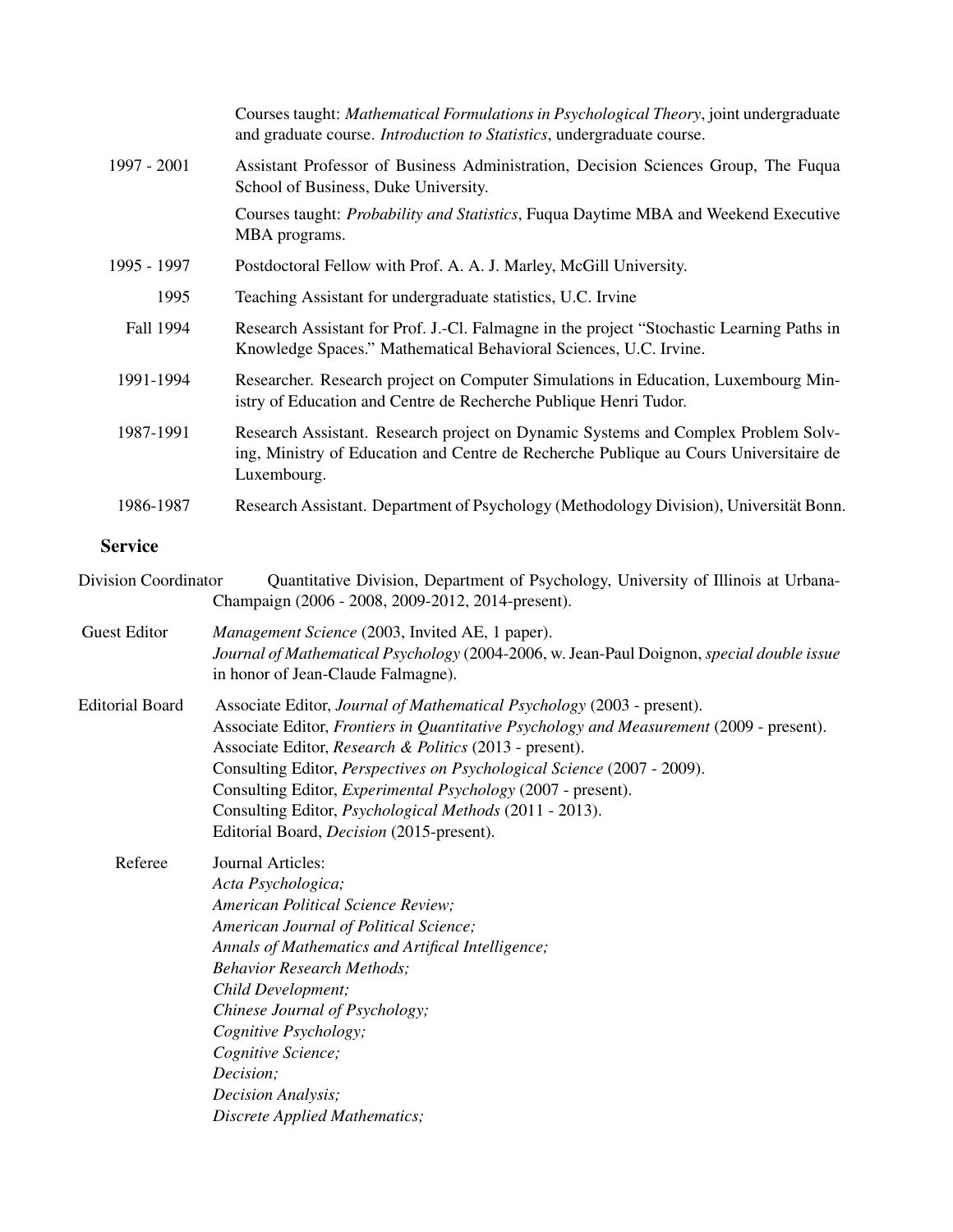Courses taught: *Mathematical Formulations in Psychological Theory*, joint undergraduate and graduate course. *Introduction to Statistics*, undergraduate course.

1997 - 2001 Assistant Professor of Business Administration, Decision Sciences Group, The Fuqua School of Business, Duke University.

Courses taught: *Probability and Statistics*, Fuqua Daytime MBA and Weekend Executive MBA programs.

1995 - 1997 Postdoctoral Fellow with Prof. A. A. J. Marley, McGill University.

1995 Teaching Assistant for undergraduate statistics, U.C. Irvine

Fall 1994 Research Assistant for Prof. J.-Cl. Falmagne in the project "Stochastic Learning Paths in Knowledge Spaces." Mathematical Behavioral Sciences, U.C. Irvine.

1991-1994 Researcher. Research project on Computer Simulations in Education, Luxembourg Ministry of Education and Centre de Recherche Publique Henri Tudor.

1987-1991 Research Assistant. Research project on Dynamic Systems and Complex Problem Solving, Ministry of Education and Centre de Recherche Publique au Cours Universitaire de Luxembourg.

1986-1987 Research Assistant. Department of Psychology (Methodology Division), Universität Bonn.

## Service

**Division Coordinator** Quantitative Division, Department of Psychology, University of Illinois at Urbana-Champaign (2006 - 2008, 2009-2012, 2014-present).

**Guest Editor**
*Management Science* (2003, Invited AE, 1 paper).
*Journal of Mathematical Psychology* (2004-2006, w. Jean-Paul Doignon, *special double issue* in honor of Jean-Claude Falmagne).

**Editorial Board**
Associate Editor, *Journal of Mathematical Psychology* (2003 - present).
Associate Editor, *Frontiers in Quantitative Psychology and Measurement* (2009 - present).
Associate Editor, *Research & Politics* (2013 - present).
Consulting Editor, *Perspectives on Psychological Science* (2007 - 2009).
Consulting Editor, *Experimental Psychology* (2007 - present).
Consulting Editor, *Psychological Methods* (2011 - 2013).
Editorial Board, *Decision* (2015-present).

**Referee**
Journal Articles:
*Acta Psychologica;*
*American Political Science Review;*
*American Journal of Political Science;*
*Annals of Mathematics and Artifical Intelligence;*
*Behavior Research Methods;*
*Child Development;*
*Chinese Journal of Psychology;*
*Cognitive Psychology;*
*Cognitive Science;*
*Decision;*
*Decision Analysis;*
*Discrete Applied Mathematics;*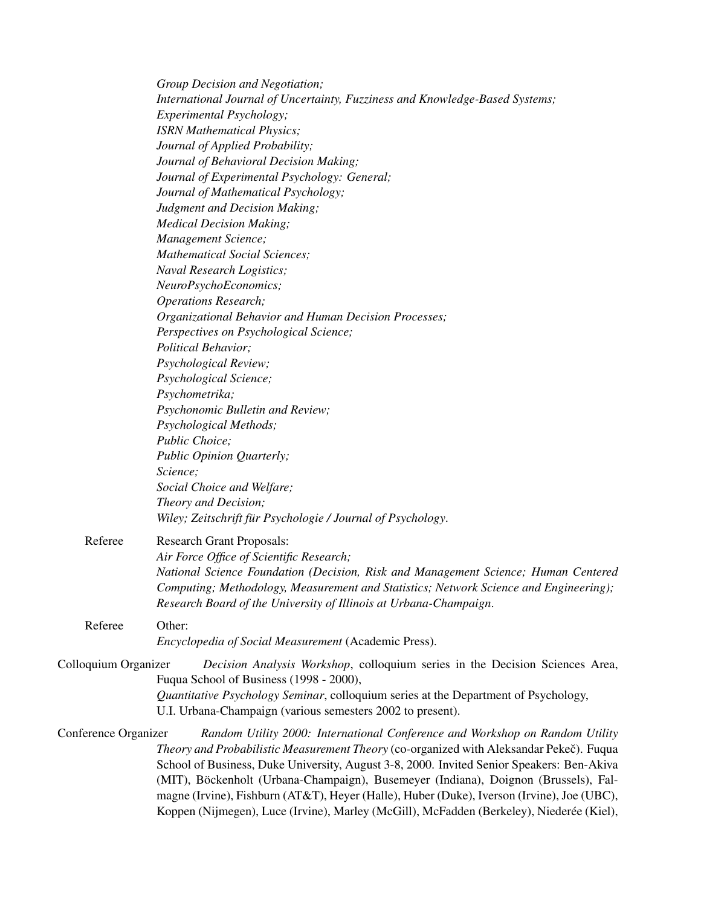*Group Decision and Negotiation;*
*International Journal of Uncertainty, Fuzziness and Knowledge-Based Systems;*
*Experimental Psychology;*
*ISRN Mathematical Physics;*
*Journal of Applied Probability;*
*Journal of Behavioral Decision Making;*
*Journal of Experimental Psychology: General;*
*Journal of Mathematical Psychology;*
*Judgment and Decision Making;*
*Medical Decision Making;*
*Management Science;*
*Mathematical Social Sciences;*
*Naval Research Logistics;*
*NeuroPsychoEconomics;*
*Operations Research;*
*Organizational Behavior and Human Decision Processes;*
*Perspectives on Psychological Science;*
*Political Behavior;*
*Psychological Review;*
*Psychological Science;*
*Psychometrika;*
*Psychonomic Bulletin and Review;*
*Psychological Methods;*
*Public Choice;*
*Public Opinion Quarterly;*
*Science;*
*Social Choice and Welfare;*
*Theory and Decision;*
*Wiley; Zeitschrift für Psychologie / Journal of Psychology*.

Referee — Research Grant Proposals:
*Air Force Office of Scientific Research;*
*National Science Foundation (Decision, Risk and Management Science; Human Centered Computing; Methodology, Measurement and Statistics; Network Science and Engineering);*
*Research Board of the University of Illinois at Urbana-Champaign*.

Referee — Other:
*Encyclopedia of Social Measurement* (Academic Press).

Colloquium Organizer — *Decision Analysis Workshop*, colloquium series in the Decision Sciences Area, Fuqua School of Business (1998 - 2000),
*Quantitative Psychology Seminar*, colloquium series at the Department of Psychology, U.I. Urbana-Champaign (various semesters 2002 to present).

Conference Organizer — *Random Utility 2000: International Conference and Workshop on Random Utility Theory and Probabilistic Measurement Theory* (co-organized with Aleksandar Pekeč). Fuqua School of Business, Duke University, August 3-8, 2000. Invited Senior Speakers: Ben-Akiva (MIT), Böckenholt (Urbana-Champaign), Busemeyer (Indiana), Doignon (Brussels), Falmagne (Irvine), Fishburn (AT&T), Heyer (Halle), Huber (Duke), Iverson (Irvine), Joe (UBC), Koppen (Nijmegen), Luce (Irvine), Marley (McGill), McFadden (Berkeley), Niederée (Kiel),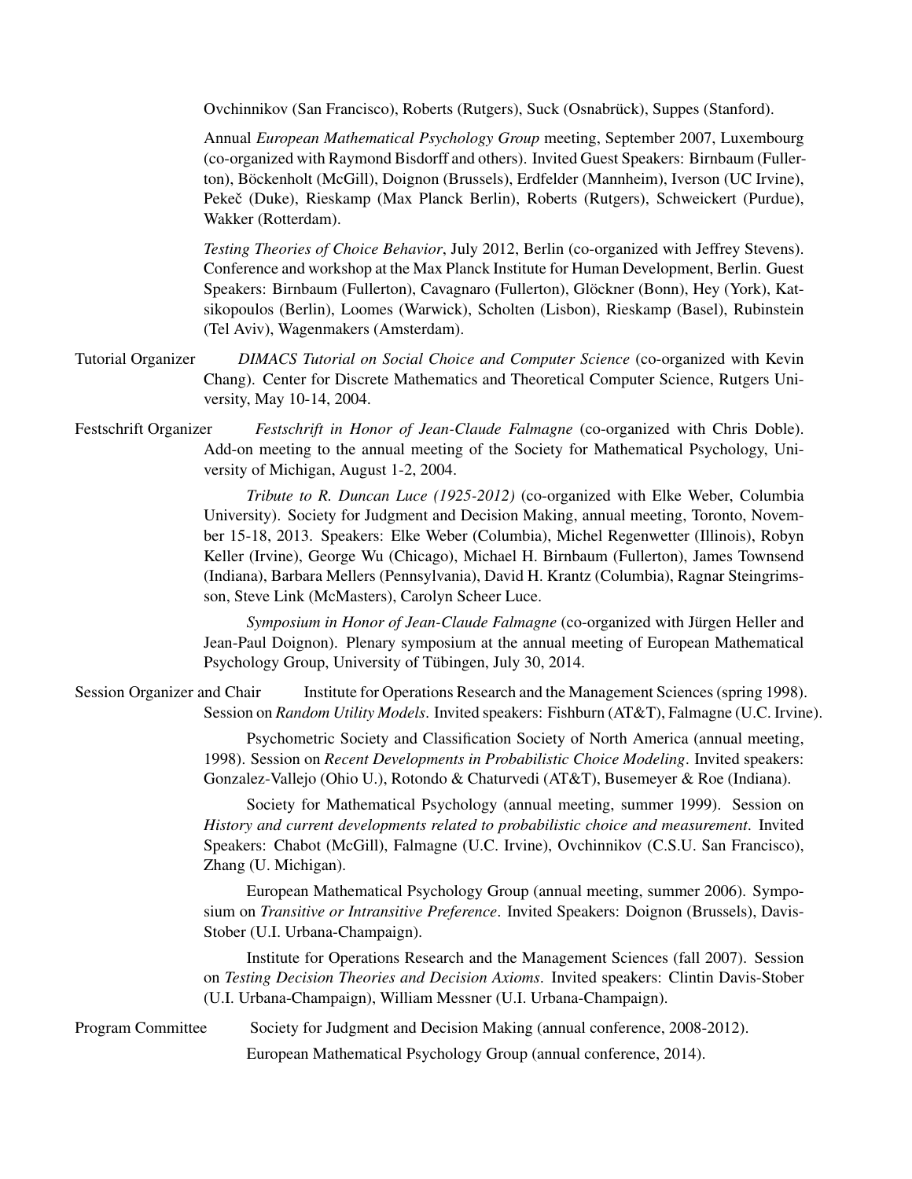Ovchinnikov (San Francisco), Roberts (Rutgers), Suck (Osnabrück), Suppes (Stanford).

Annual *European Mathematical Psychology Group* meeting, September 2007, Luxembourg (co-organized with Raymond Bisdorff and others). Invited Guest Speakers: Birnbaum (Fullerton), Böckenholt (McGill), Doignon (Brussels), Erdfelder (Mannheim), Iverson (UC Irvine), Pekeč (Duke), Rieskamp (Max Planck Berlin), Roberts (Rutgers), Schweickert (Purdue), Wakker (Rotterdam).

*Testing Theories of Choice Behavior*, July 2012, Berlin (co-organized with Jeffrey Stevens). Conference and workshop at the Max Planck Institute for Human Development, Berlin. Guest Speakers: Birnbaum (Fullerton), Cavagnaro (Fullerton), Glöckner (Bonn), Hey (York), Katsikopoulos (Berlin), Loomes (Warwick), Scholten (Lisbon), Rieskamp (Basel), Rubinstein (Tel Aviv), Wagenmakers (Amsterdam).

Tutorial Organizer — *DIMACS Tutorial on Social Choice and Computer Science* (co-organized with Kevin Chang). Center for Discrete Mathematics and Theoretical Computer Science, Rutgers University, May 10-14, 2004.

Festschrift Organizer — *Festschrift in Honor of Jean-Claude Falmagne* (co-organized with Chris Doble). Add-on meeting to the annual meeting of the Society for Mathematical Psychology, University of Michigan, August 1-2, 2004.

*Tribute to R. Duncan Luce (1925-2012)* (co-organized with Elke Weber, Columbia University). Society for Judgment and Decision Making, annual meeting, Toronto, November 15-18, 2013. Speakers: Elke Weber (Columbia), Michel Regenwetter (Illinois), Robyn Keller (Irvine), George Wu (Chicago), Michael H. Birnbaum (Fullerton), James Townsend (Indiana), Barbara Mellers (Pennsylvania), David H. Krantz (Columbia), Ragnar Steingrimsson, Steve Link (McMasters), Carolyn Scheer Luce.

*Symposium in Honor of Jean-Claude Falmagne* (co-organized with Jürgen Heller and Jean-Paul Doignon). Plenary symposium at the annual meeting of European Mathematical Psychology Group, University of Tübingen, July 30, 2014.

Session Organizer and Chair — Institute for Operations Research and the Management Sciences (spring 1998). Session on *Random Utility Models*. Invited speakers: Fishburn (AT&T), Falmagne (U.C. Irvine).

Psychometric Society and Classification Society of North America (annual meeting, 1998). Session on *Recent Developments in Probabilistic Choice Modeling*. Invited speakers: Gonzalez-Vallejo (Ohio U.), Rotondo & Chaturvedi (AT&T), Busemeyer & Roe (Indiana).

Society for Mathematical Psychology (annual meeting, summer 1999). Session on *History and current developments related to probabilistic choice and measurement*. Invited Speakers: Chabot (McGill), Falmagne (U.C. Irvine), Ovchinnikov (C.S.U. San Francisco), Zhang (U. Michigan).

European Mathematical Psychology Group (annual meeting, summer 2006). Symposium on *Transitive or Intransitive Preference*. Invited Speakers: Doignon (Brussels), Davis-Stober (U.I. Urbana-Champaign).

Institute for Operations Research and the Management Sciences (fall 2007). Session on *Testing Decision Theories and Decision Axioms*. Invited speakers: Clintin Davis-Stober (U.I. Urbana-Champaign), William Messner (U.I. Urbana-Champaign).

Program Committee — Society for Judgment and Decision Making (annual conference, 2008-2012).

European Mathematical Psychology Group (annual conference, 2014).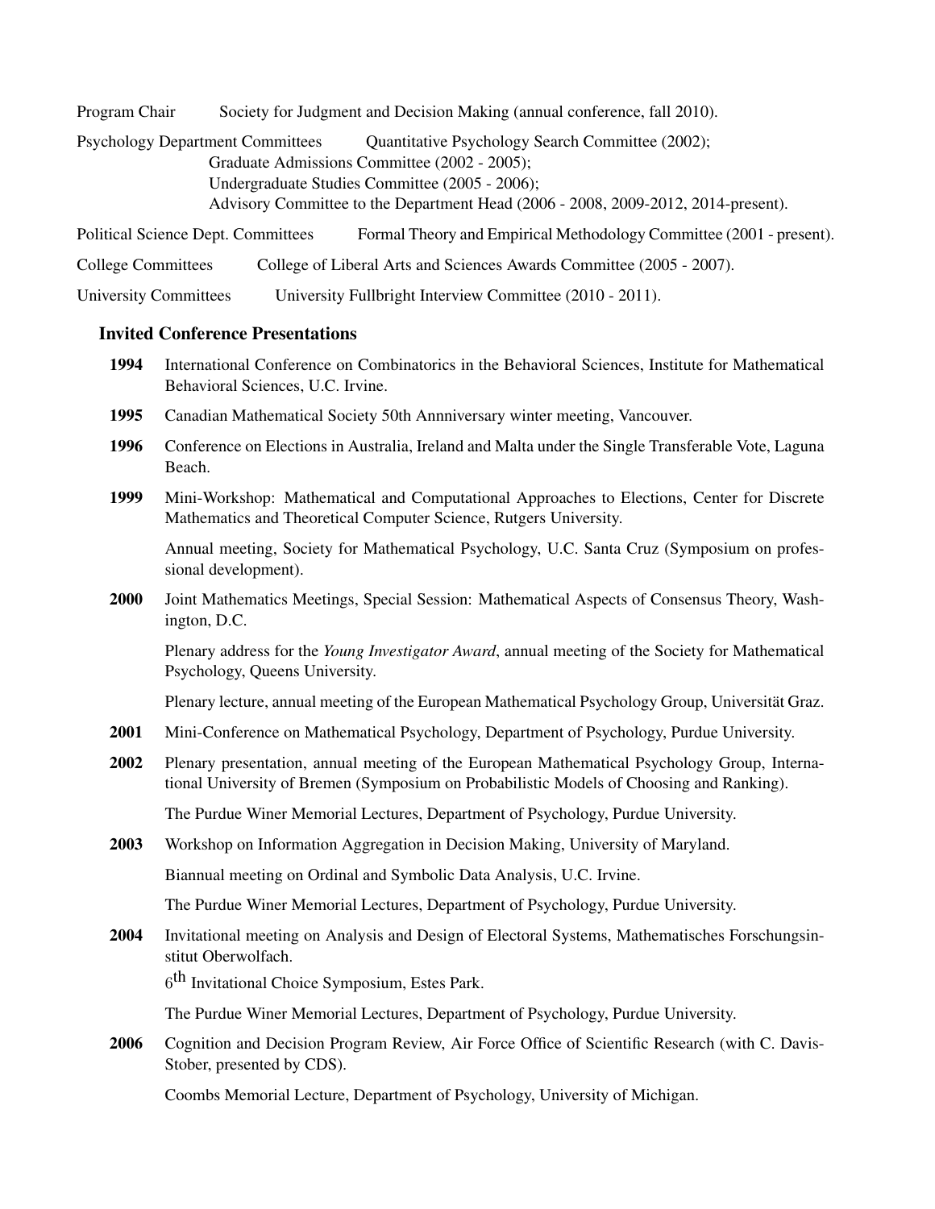Program Chair Society for Judgment and Decision Making (annual conference, fall 2010).

Psychology Department Committees Quantitative Psychology Search Committee (2002);
Graduate Admissions Committee (2002 - 2005);
Undergraduate Studies Committee (2005 - 2006);
Advisory Committee to the Department Head (2006 - 2008, 2009-2012, 2014-present).

Political Science Dept. Committees Formal Theory and Empirical Methodology Committee (2001 - present).

College Committees College of Liberal Arts and Sciences Awards Committee (2005 - 2007).

University Committees University Fullbright Interview Committee (2010 - 2011).

### Invited Conference Presentations

**1994** International Conference on Combinatorics in the Behavioral Sciences, Institute for Mathematical Behavioral Sciences, U.C. Irvine.

**1995** Canadian Mathematical Society 50th Annniversary winter meeting, Vancouver.

**1996** Conference on Elections in Australia, Ireland and Malta under the Single Transferable Vote, Laguna Beach.

**1999** Mini-Workshop: Mathematical and Computational Approaches to Elections, Center for Discrete Mathematics and Theoretical Computer Science, Rutgers University.

Annual meeting, Society for Mathematical Psychology, U.C. Santa Cruz (Symposium on professional development).

**2000** Joint Mathematics Meetings, Special Session: Mathematical Aspects of Consensus Theory, Washington, D.C.

Plenary address for the *Young Investigator Award*, annual meeting of the Society for Mathematical Psychology, Queens University.

Plenary lecture, annual meeting of the European Mathematical Psychology Group, Universität Graz.

**2001** Mini-Conference on Mathematical Psychology, Department of Psychology, Purdue University.

**2002** Plenary presentation, annual meeting of the European Mathematical Psychology Group, International University of Bremen (Symposium on Probabilistic Models of Choosing and Ranking).

The Purdue Winer Memorial Lectures, Department of Psychology, Purdue University.

**2003** Workshop on Information Aggregation in Decision Making, University of Maryland.

Biannual meeting on Ordinal and Symbolic Data Analysis, U.C. Irvine.

The Purdue Winer Memorial Lectures, Department of Psychology, Purdue University.

**2004** Invitational meeting on Analysis and Design of Electoral Systems, Mathematisches Forschungsinstitut Oberwolfach.

6th Invitational Choice Symposium, Estes Park.

The Purdue Winer Memorial Lectures, Department of Psychology, Purdue University.

**2006** Cognition and Decision Program Review, Air Force Office of Scientific Research (with C. Davis-Stober, presented by CDS).

Coombs Memorial Lecture, Department of Psychology, University of Michigan.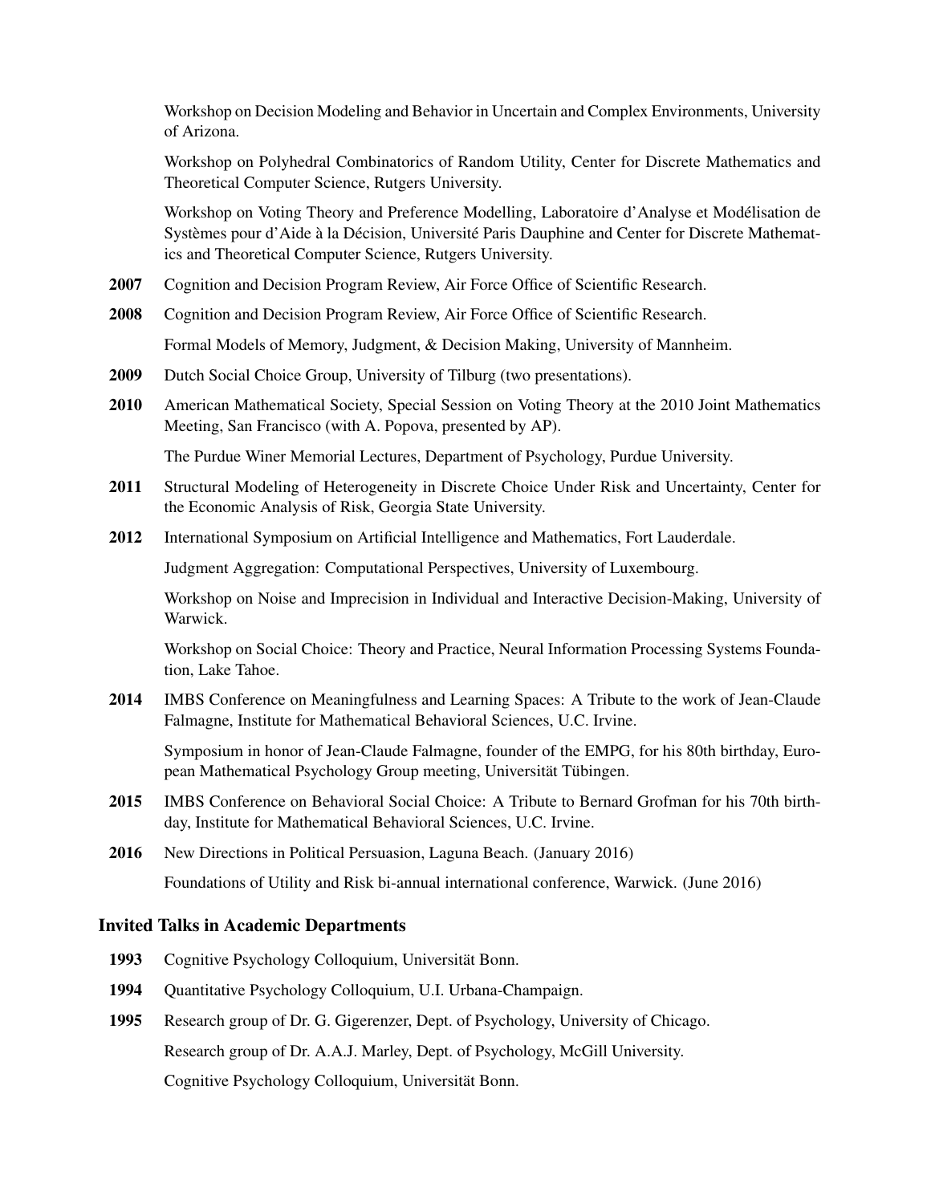Workshop on Decision Modeling and Behavior in Uncertain and Complex Environments, University of Arizona.

Workshop on Polyhedral Combinatorics of Random Utility, Center for Discrete Mathematics and Theoretical Computer Science, Rutgers University.

Workshop on Voting Theory and Preference Modelling, Laboratoire d'Analyse et Modélisation de Systèmes pour d'Aide à la Décision, Université Paris Dauphine and Center for Discrete Mathematics and Theoretical Computer Science, Rutgers University.

**2007** Cognition and Decision Program Review, Air Force Office of Scientific Research.

**2008** Cognition and Decision Program Review, Air Force Office of Scientific Research.

Formal Models of Memory, Judgment, & Decision Making, University of Mannheim.

**2009** Dutch Social Choice Group, University of Tilburg (two presentations).

**2010** American Mathematical Society, Special Session on Voting Theory at the 2010 Joint Mathematics Meeting, San Francisco (with A. Popova, presented by AP).

The Purdue Winer Memorial Lectures, Department of Psychology, Purdue University.

**2011** Structural Modeling of Heterogeneity in Discrete Choice Under Risk and Uncertainty, Center for the Economic Analysis of Risk, Georgia State University.

**2012** International Symposium on Artificial Intelligence and Mathematics, Fort Lauderdale.

Judgment Aggregation: Computational Perspectives, University of Luxembourg.

Workshop on Noise and Imprecision in Individual and Interactive Decision-Making, University of Warwick.

Workshop on Social Choice: Theory and Practice, Neural Information Processing Systems Foundation, Lake Tahoe.

**2014** IMBS Conference on Meaningfulness and Learning Spaces: A Tribute to the work of Jean-Claude Falmagne, Institute for Mathematical Behavioral Sciences, U.C. Irvine.

Symposium in honor of Jean-Claude Falmagne, founder of the EMPG, for his 80th birthday, European Mathematical Psychology Group meeting, Universität Tübingen.

**2015** IMBS Conference on Behavioral Social Choice: A Tribute to Bernard Grofman for his 70th birthday, Institute for Mathematical Behavioral Sciences, U.C. Irvine.

**2016** New Directions in Political Persuasion, Laguna Beach. (January 2016)

Foundations of Utility and Risk bi-annual international conference, Warwick. (June 2016)

### Invited Talks in Academic Departments

**1993** Cognitive Psychology Colloquium, Universität Bonn.

**1994** Quantitative Psychology Colloquium, U.I. Urbana-Champaign.

**1995** Research group of Dr. G. Gigerenzer, Dept. of Psychology, University of Chicago.

Research group of Dr. A.A.J. Marley, Dept. of Psychology, McGill University.

Cognitive Psychology Colloquium, Universität Bonn.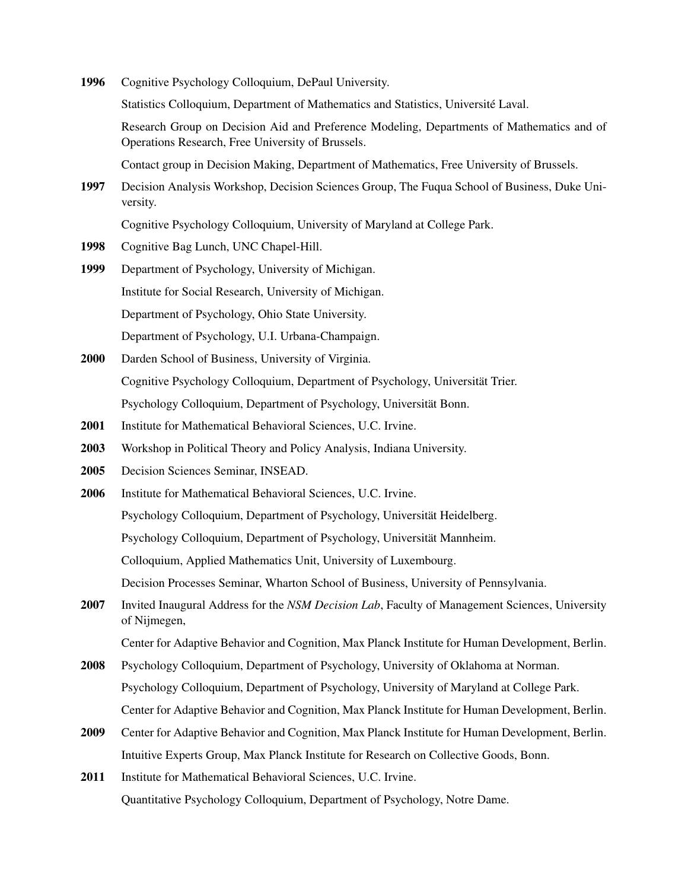**1996** Cognitive Psychology Colloquium, DePaul University.

Statistics Colloquium, Department of Mathematics and Statistics, Université Laval.

Research Group on Decision Aid and Preference Modeling, Departments of Mathematics and of Operations Research, Free University of Brussels.

Contact group in Decision Making, Department of Mathematics, Free University of Brussels.

**1997** Decision Analysis Workshop, Decision Sciences Group, The Fuqua School of Business, Duke University.

Cognitive Psychology Colloquium, University of Maryland at College Park.

**1998** Cognitive Bag Lunch, UNC Chapel-Hill.

**1999** Department of Psychology, University of Michigan.

Institute for Social Research, University of Michigan.

Department of Psychology, Ohio State University.

Department of Psychology, U.I. Urbana-Champaign.

**2000** Darden School of Business, University of Virginia.

Cognitive Psychology Colloquium, Department of Psychology, Universität Trier.

Psychology Colloquium, Department of Psychology, Universität Bonn.

**2001** Institute for Mathematical Behavioral Sciences, U.C. Irvine.

**2003** Workshop in Political Theory and Policy Analysis, Indiana University.

**2005** Decision Sciences Seminar, INSEAD.

**2006** Institute for Mathematical Behavioral Sciences, U.C. Irvine.

Psychology Colloquium, Department of Psychology, Universität Heidelberg.

Psychology Colloquium, Department of Psychology, Universität Mannheim.

Colloquium, Applied Mathematics Unit, University of Luxembourg.

Decision Processes Seminar, Wharton School of Business, University of Pennsylvania.

**2007** Invited Inaugural Address for the *NSM Decision Lab*, Faculty of Management Sciences, University of Nijmegen,

Center for Adaptive Behavior and Cognition, Max Planck Institute for Human Development, Berlin.

**2008** Psychology Colloquium, Department of Psychology, University of Oklahoma at Norman.

Psychology Colloquium, Department of Psychology, University of Maryland at College Park.

Center for Adaptive Behavior and Cognition, Max Planck Institute for Human Development, Berlin.

**2009** Center for Adaptive Behavior and Cognition, Max Planck Institute for Human Development, Berlin.

Intuitive Experts Group, Max Planck Institute for Research on Collective Goods, Bonn.

**2011** Institute for Mathematical Behavioral Sciences, U.C. Irvine.

Quantitative Psychology Colloquium, Department of Psychology, Notre Dame.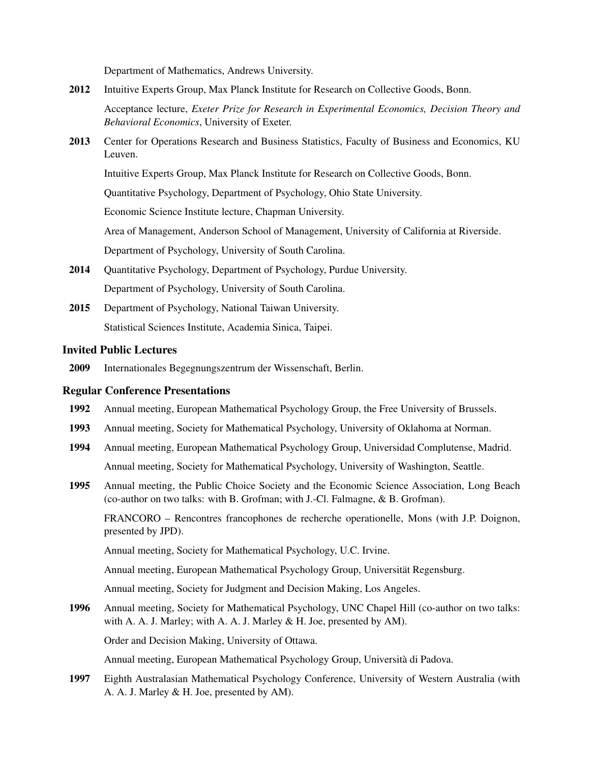Department of Mathematics, Andrews University.

**2012** Intuitive Experts Group, Max Planck Institute for Research on Collective Goods, Bonn.

Acceptance lecture, *Exeter Prize for Research in Experimental Economics, Decision Theory and Behavioral Economics*, University of Exeter.

**2013** Center for Operations Research and Business Statistics, Faculty of Business and Economics, KU Leuven.

Intuitive Experts Group, Max Planck Institute for Research on Collective Goods, Bonn.

Quantitative Psychology, Department of Psychology, Ohio State University.

Economic Science Institute lecture, Chapman University.

Area of Management, Anderson School of Management, University of California at Riverside.

Department of Psychology, University of South Carolina.

**2014** Quantitative Psychology, Department of Psychology, Purdue University.

Department of Psychology, University of South Carolina.

**2015** Department of Psychology, National Taiwan University.

Statistical Sciences Institute, Academia Sinica, Taipei.

## Invited Public Lectures

**2009** Internationales Begegnungszentrum der Wissenschaft, Berlin.

## Regular Conference Presentations

**1992** Annual meeting, European Mathematical Psychology Group, the Free University of Brussels.

**1993** Annual meeting, Society for Mathematical Psychology, University of Oklahoma at Norman.

**1994** Annual meeting, European Mathematical Psychology Group, Universidad Complutense, Madrid.

Annual meeting, Society for Mathematical Psychology, University of Washington, Seattle.

**1995** Annual meeting, the Public Choice Society and the Economic Science Association, Long Beach (co-author on two talks: with B. Grofman; with J.-Cl. Falmagne, & B. Grofman).

FRANCORO – Rencontres francophones de recherche operationelle, Mons (with J.P. Doignon, presented by JPD).

Annual meeting, Society for Mathematical Psychology, U.C. Irvine.

Annual meeting, European Mathematical Psychology Group, Universität Regensburg.

Annual meeting, Society for Judgment and Decision Making, Los Angeles.

**1996** Annual meeting, Society for Mathematical Psychology, UNC Chapel Hill (co-author on two talks: with A. A. J. Marley; with A. A. J. Marley & H. Joe, presented by AM).

Order and Decision Making, University of Ottawa.

Annual meeting, European Mathematical Psychology Group, Università di Padova.

**1997** Eighth Australasian Mathematical Psychology Conference, University of Western Australia (with A. A. J. Marley & H. Joe, presented by AM).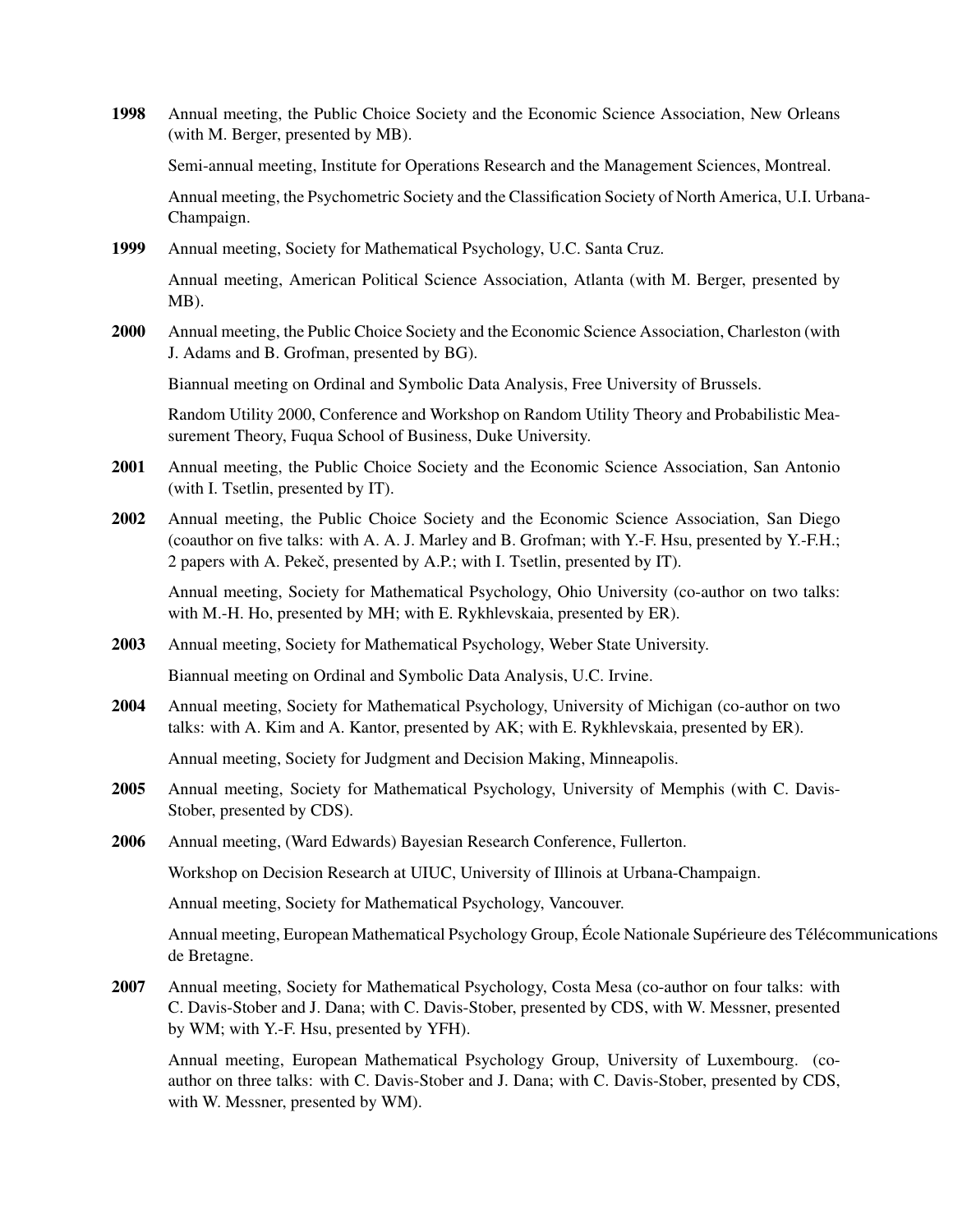**1998** Annual meeting, the Public Choice Society and the Economic Science Association, New Orleans (with M. Berger, presented by MB).

Semi-annual meeting, Institute for Operations Research and the Management Sciences, Montreal.

Annual meeting, the Psychometric Society and the Classification Society of North America, U.I. Urbana-Champaign.

**1999** Annual meeting, Society for Mathematical Psychology, U.C. Santa Cruz.

Annual meeting, American Political Science Association, Atlanta (with M. Berger, presented by MB).

**2000** Annual meeting, the Public Choice Society and the Economic Science Association, Charleston (with J. Adams and B. Grofman, presented by BG).

Biannual meeting on Ordinal and Symbolic Data Analysis, Free University of Brussels.

Random Utility 2000, Conference and Workshop on Random Utility Theory and Probabilistic Measurement Theory, Fuqua School of Business, Duke University.

**2001** Annual meeting, the Public Choice Society and the Economic Science Association, San Antonio (with I. Tsetlin, presented by IT).

**2002** Annual meeting, the Public Choice Society and the Economic Science Association, San Diego (coauthor on five talks: with A. A. J. Marley and B. Grofman; with Y.-F. Hsu, presented by Y.-F.H.; 2 papers with A. Pekeč, presented by A.P.; with I. Tsetlin, presented by IT).

Annual meeting, Society for Mathematical Psychology, Ohio University (co-author on two talks: with M.-H. Ho, presented by MH; with E. Rykhlevskaia, presented by ER).

**2003** Annual meeting, Society for Mathematical Psychology, Weber State University.

Biannual meeting on Ordinal and Symbolic Data Analysis, U.C. Irvine.

**2004** Annual meeting, Society for Mathematical Psychology, University of Michigan (co-author on two talks: with A. Kim and A. Kantor, presented by AK; with E. Rykhlevskaia, presented by ER).

Annual meeting, Society for Judgment and Decision Making, Minneapolis.

**2005** Annual meeting, Society for Mathematical Psychology, University of Memphis (with C. Davis-Stober, presented by CDS).

**2006** Annual meeting, (Ward Edwards) Bayesian Research Conference, Fullerton.

Workshop on Decision Research at UIUC, University of Illinois at Urbana-Champaign.

Annual meeting, Society for Mathematical Psychology, Vancouver.

Annual meeting, European Mathematical Psychology Group, École Nationale Supérieure des Télécommunications de Bretagne.

**2007** Annual meeting, Society for Mathematical Psychology, Costa Mesa (co-author on four talks: with C. Davis-Stober and J. Dana; with C. Davis-Stober, presented by CDS, with W. Messner, presented by WM; with Y.-F. Hsu, presented by YFH).

Annual meeting, European Mathematical Psychology Group, University of Luxembourg. (co-author on three talks: with C. Davis-Stober and J. Dana; with C. Davis-Stober, presented by CDS, with W. Messner, presented by WM).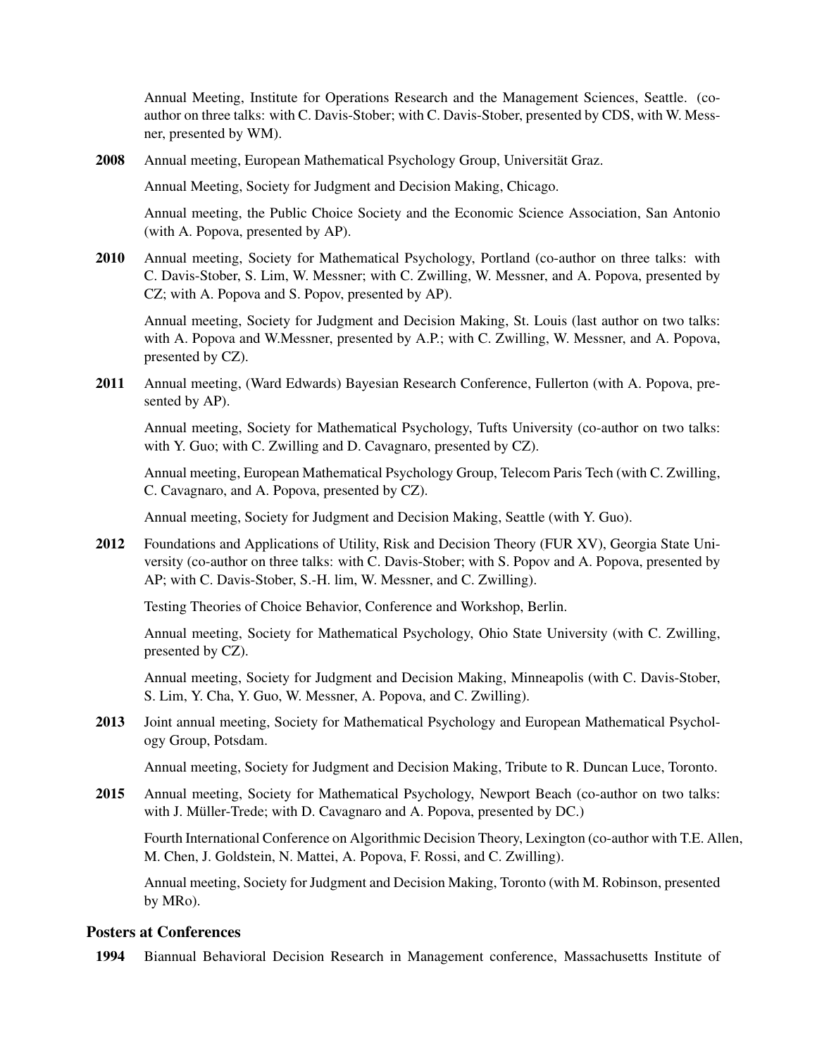Annual Meeting, Institute for Operations Research and the Management Sciences, Seattle. (co-author on three talks: with C. Davis-Stober; with C. Davis-Stober, presented by CDS, with W. Messner, presented by WM).

**2008** Annual meeting, European Mathematical Psychology Group, Universität Graz.

Annual Meeting, Society for Judgment and Decision Making, Chicago.

Annual meeting, the Public Choice Society and the Economic Science Association, San Antonio (with A. Popova, presented by AP).

**2010** Annual meeting, Society for Mathematical Psychology, Portland (co-author on three talks: with C. Davis-Stober, S. Lim, W. Messner; with C. Zwilling, W. Messner, and A. Popova, presented by CZ; with A. Popova and S. Popov, presented by AP).

Annual meeting, Society for Judgment and Decision Making, St. Louis (last author on two talks: with A. Popova and W.Messner, presented by A.P.; with C. Zwilling, W. Messner, and A. Popova, presented by CZ).

**2011** Annual meeting, (Ward Edwards) Bayesian Research Conference, Fullerton (with A. Popova, presented by AP).

Annual meeting, Society for Mathematical Psychology, Tufts University (co-author on two talks: with Y. Guo; with C. Zwilling and D. Cavagnaro, presented by CZ).

Annual meeting, European Mathematical Psychology Group, Telecom Paris Tech (with C. Zwilling, C. Cavagnaro, and A. Popova, presented by CZ).

Annual meeting, Society for Judgment and Decision Making, Seattle (with Y. Guo).

**2012** Foundations and Applications of Utility, Risk and Decision Theory (FUR XV), Georgia State University (co-author on three talks: with C. Davis-Stober; with S. Popov and A. Popova, presented by AP; with C. Davis-Stober, S.-H. lim, W. Messner, and C. Zwilling).

Testing Theories of Choice Behavior, Conference and Workshop, Berlin.

Annual meeting, Society for Mathematical Psychology, Ohio State University (with C. Zwilling, presented by CZ).

Annual meeting, Society for Judgment and Decision Making, Minneapolis (with C. Davis-Stober, S. Lim, Y. Cha, Y. Guo, W. Messner, A. Popova, and C. Zwilling).

**2013** Joint annual meeting, Society for Mathematical Psychology and European Mathematical Psychology Group, Potsdam.

Annual meeting, Society for Judgment and Decision Making, Tribute to R. Duncan Luce, Toronto.

**2015** Annual meeting, Society for Mathematical Psychology, Newport Beach (co-author on two talks: with J. Müller-Trede; with D. Cavagnaro and A. Popova, presented by DC.)

Fourth International Conference on Algorithmic Decision Theory, Lexington (co-author with T.E. Allen, M. Chen, J. Goldstein, N. Mattei, A. Popova, F. Rossi, and C. Zwilling).

Annual meeting, Society for Judgment and Decision Making, Toronto (with M. Robinson, presented by MRo).

### Posters at Conferences

**1994** Biannual Behavioral Decision Research in Management conference, Massachusetts Institute of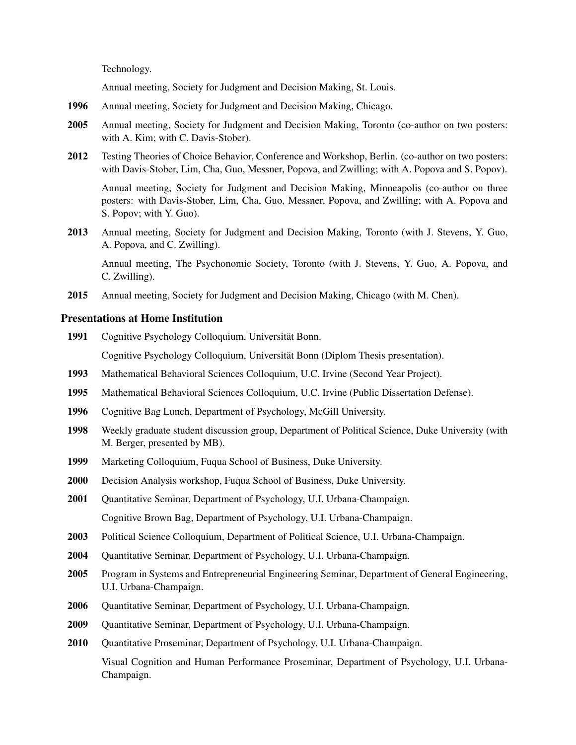Technology.

Annual meeting, Society for Judgment and Decision Making, St. Louis.

**1996** Annual meeting, Society for Judgment and Decision Making, Chicago.

**2005** Annual meeting, Society for Judgment and Decision Making, Toronto (co-author on two posters: with A. Kim; with C. Davis-Stober).

**2012** Testing Theories of Choice Behavior, Conference and Workshop, Berlin. (co-author on two posters: with Davis-Stober, Lim, Cha, Guo, Messner, Popova, and Zwilling; with A. Popova and S. Popov).

Annual meeting, Society for Judgment and Decision Making, Minneapolis (co-author on three posters: with Davis-Stober, Lim, Cha, Guo, Messner, Popova, and Zwilling; with A. Popova and S. Popov; with Y. Guo).

**2013** Annual meeting, Society for Judgment and Decision Making, Toronto (with J. Stevens, Y. Guo, A. Popova, and C. Zwilling).

Annual meeting, The Psychonomic Society, Toronto (with J. Stevens, Y. Guo, A. Popova, and C. Zwilling).

**2015** Annual meeting, Society for Judgment and Decision Making, Chicago (with M. Chen).

## Presentations at Home Institution

**1991** Cognitive Psychology Colloquium, Universität Bonn.

Cognitive Psychology Colloquium, Universität Bonn (Diplom Thesis presentation).

**1993** Mathematical Behavioral Sciences Colloquium, U.C. Irvine (Second Year Project).

**1995** Mathematical Behavioral Sciences Colloquium, U.C. Irvine (Public Dissertation Defense).

**1996** Cognitive Bag Lunch, Department of Psychology, McGill University.

**1998** Weekly graduate student discussion group, Department of Political Science, Duke University (with M. Berger, presented by MB).

**1999** Marketing Colloquium, Fuqua School of Business, Duke University.

**2000** Decision Analysis workshop, Fuqua School of Business, Duke University.

**2001** Quantitative Seminar, Department of Psychology, U.I. Urbana-Champaign.

Cognitive Brown Bag, Department of Psychology, U.I. Urbana-Champaign.

**2003** Political Science Colloquium, Department of Political Science, U.I. Urbana-Champaign.

**2004** Quantitative Seminar, Department of Psychology, U.I. Urbana-Champaign.

**2005** Program in Systems and Entrepreneurial Engineering Seminar, Department of General Engineering, U.I. Urbana-Champaign.

**2006** Quantitative Seminar, Department of Psychology, U.I. Urbana-Champaign.

**2009** Quantitative Seminar, Department of Psychology, U.I. Urbana-Champaign.

**2010** Quantitative Proseminar, Department of Psychology, U.I. Urbana-Champaign.

Visual Cognition and Human Performance Proseminar, Department of Psychology, U.I. Urbana-Champaign.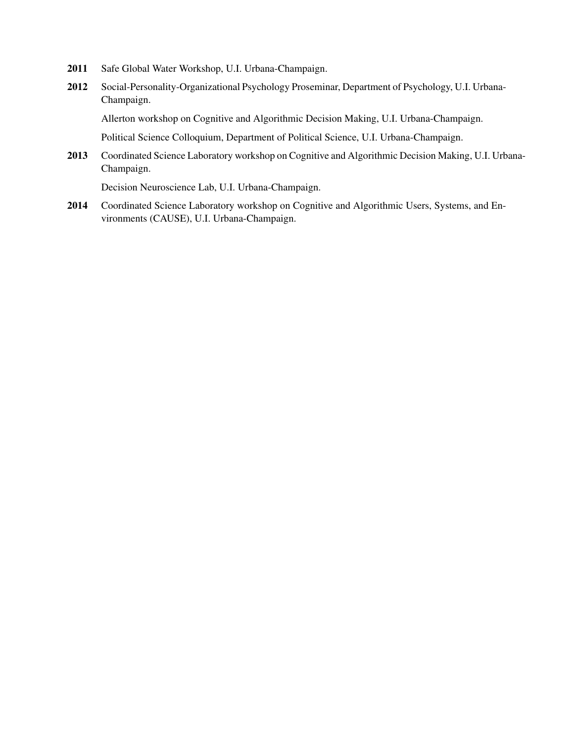**2011** Safe Global Water Workshop, U.I. Urbana-Champaign.

**2012** Social-Personality-Organizational Psychology Proseminar, Department of Psychology, U.I. Urbana-Champaign.

Allerton workshop on Cognitive and Algorithmic Decision Making, U.I. Urbana-Champaign.

Political Science Colloquium, Department of Political Science, U.I. Urbana-Champaign.

**2013** Coordinated Science Laboratory workshop on Cognitive and Algorithmic Decision Making, U.I. Urbana-Champaign.

Decision Neuroscience Lab, U.I. Urbana-Champaign.

**2014** Coordinated Science Laboratory workshop on Cognitive and Algorithmic Users, Systems, and Environments (CAUSE), U.I. Urbana-Champaign.